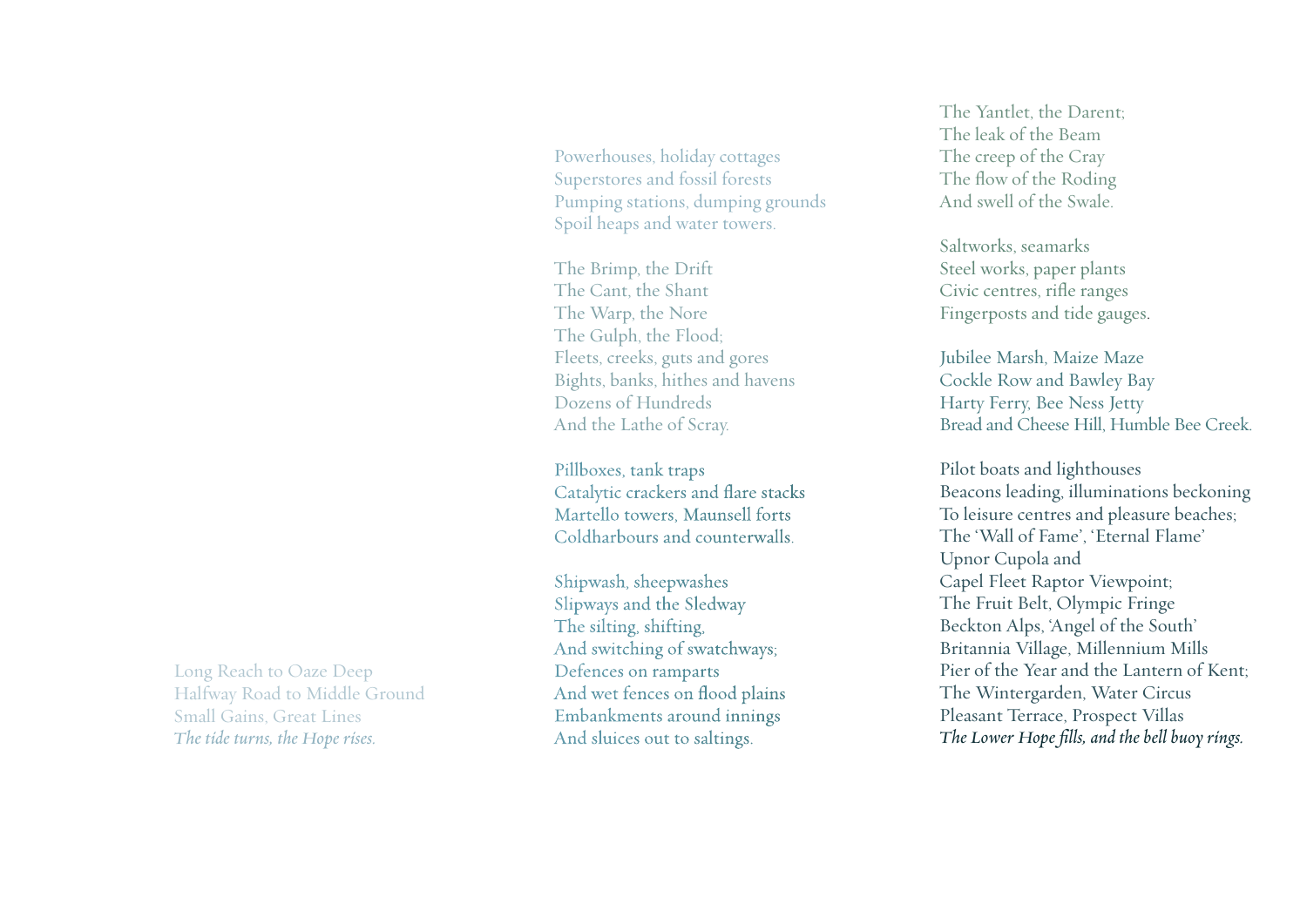Long Reach to Oaze Deep
Halfway Road to Middle Ground
Small Gains, Great Lines
*The tide turns, the Hope rises.*

Powerhouses, holiday cottages
Superstores and fossil forests
Pumping stations, dumping grounds
Spoil heaps and water towers.

The Brimp, the Drift
The Cant, the Shant
The Warp, the Nore
The Gulph, the Flood;
Fleets, creeks, guts and gores
Bights, banks, hithes and havens
Dozens of Hundreds
And the Lathe of Scray.

Pillboxes, tank traps
Catalytic crackers and flare stacks
Martello towers, Maunsell forts
Coldharbours and counterwalls.

Shipwash, sheepwashes
Slipways and the Sledway
The silting, shifting,
And switching of swatchways;
Defences on ramparts
And wet fences on flood plains
Embankments around innings
And sluices out to saltings.

The Yantlet, the Darent;
The leak of the Beam
The creep of the Cray
The flow of the Roding
And swell of the Swale.

Saltworks, seamarks
Steel works, paper plants
Civic centres, rifle ranges
Fingerposts and tide gauges.

Jubilee Marsh, Maize Maze
Cockle Row and Bawley Bay
Harty Ferry, Bee Ness Jetty
Bread and Cheese Hill, Humble Bee Creek.

Pilot boats and lighthouses
Beacons leading, illuminations beckoning
To leisure centres and pleasure beaches;
The 'Wall of Fame', 'Eternal Flame'
Upnor Cupola and
Capel Fleet Raptor Viewpoint;
The Fruit Belt, Olympic Fringe
Beckton Alps, 'Angel of the South'
Britannia Village, Millennium Mills
Pier of the Year and the Lantern of Kent;
The Wintergarden, Water Circus
Pleasant Terrace, Prospect Villas
*The Lower Hope fills, and the bell buoy rings.*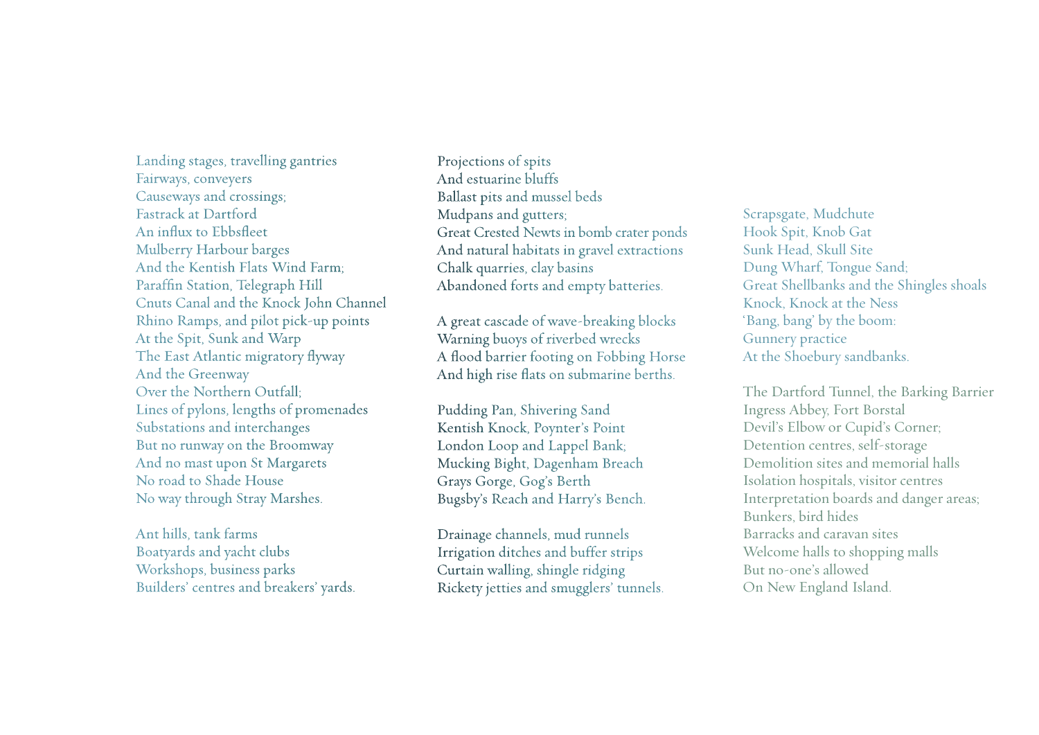Landing stages, travelling gantries
Fairways, conveyers
Causeways and crossings;
Fastrack at Dartford
An influx to Ebbsfleet
Mulberry Harbour barges
And the Kentish Flats Wind Farm;
Paraffin Station, Telegraph Hill
Cnuts Canal and the Knock John Channel
Rhino Ramps, and pilot pick-up points
At the Spit, Sunk and Warp
The East Atlantic migratory flyway
And the Greenway
Over the Northern Outfall;
Lines of pylons, lengths of promenades
Substations and interchanges
But no runway on the Broomway
And no mast upon St Margarets
No road to Shade House
No way through Stray Marshes.

Ant hills, tank farms
Boatyards and yacht clubs
Workshops, business parks
Builders' centres and breakers' yards.

Projections of spits
And estuarine bluffs
Ballast pits and mussel beds
Mudpans and gutters;
Great Crested Newts in bomb crater ponds
And natural habitats in gravel extractions
Chalk quarries, clay basins
Abandoned forts and empty batteries.

A great cascade of wave-breaking blocks
Warning buoys of riverbed wrecks
A flood barrier footing on Fobbing Horse
And high rise flats on submarine berths.

Pudding Pan, Shivering Sand
Kentish Knock, Poynter's Point
London Loop and Lappel Bank;
Mucking Bight, Dagenham Breach
Grays Gorge, Gog's Berth
Bugsby's Reach and Harry's Bench.

Drainage channels, mud runnels
Irrigation ditches and buffer strips
Curtain walling, shingle ridging
Rickety jetties and smugglers' tunnels.

Scrapsgate, Mudchute
Hook Spit, Knob Gat
Sunk Head, Skull Site
Dung Wharf, Tongue Sand;
Great Shellbanks and the Shingles shoals
Knock, Knock at the Ness
'Bang, bang' by the boom:
Gunnery practice
At the Shoebury sandbanks.

The Dartford Tunnel, the Barking Barrier
Ingress Abbey, Fort Borstal
Devil's Elbow or Cupid's Corner;
Detention centres, self-storage
Demolition sites and memorial halls
Isolation hospitals, visitor centres
Interpretation boards and danger areas;
Bunkers, bird hides
Barracks and caravan sites
Welcome halls to shopping malls
But no-one's allowed
On New England Island.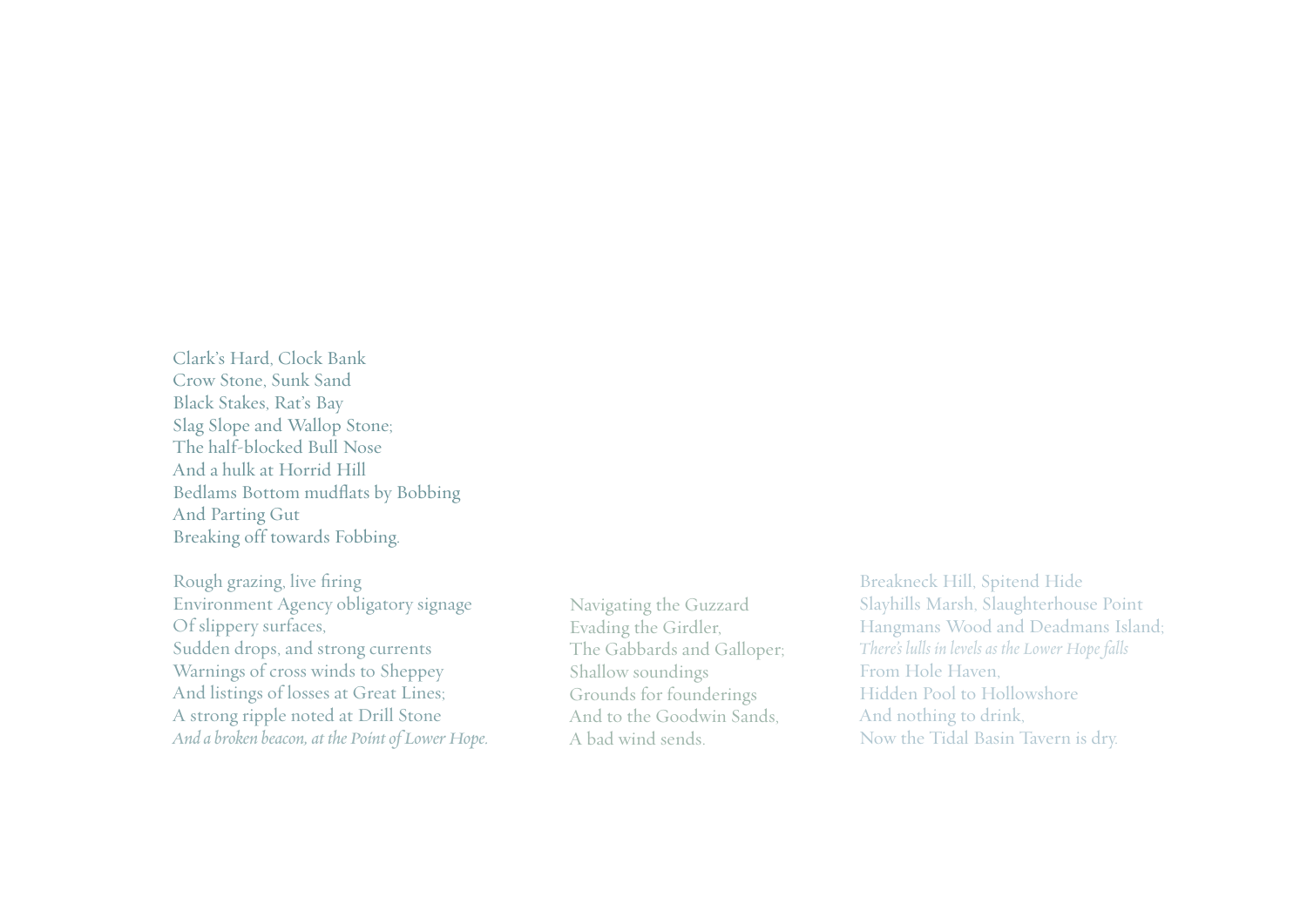Clark's Hard, Clock Bank  
Crow Stone, Sunk Sand  
Black Stakes, Rat's Bay  
Slag Slope and Wallop Stone;  
The half-blocked Bull Nose  
And a hulk at Horrid Hill  
Bedlams Bottom mudflats by Bobbing  
And Parting Gut  
Breaking off towards Fobbing.

Rough grazing, live firing  
Environment Agency obligatory signage  
Of slippery surfaces,  
Sudden drops, and strong currents  
Warnings of cross winds to Sheppey  
And listings of losses at Great Lines;  
A strong ripple noted at Drill Stone  
*And a broken beacon, at the Point of Lower Hope.*

Navigating the Guzzard  
Evading the Girdler,  
The Gabbards and Galloper;  
Shallow soundings  
Grounds for founderings  
And to the Goodwin Sands,  
A bad wind sends.

Breakneck Hill, Spitend Hide  
Slayhills Marsh, Slaughterhouse Point  
Hangmans Wood and Deadmans Island;  
*There's lulls in levels as the Lower Hope falls*  
From Hole Haven,  
Hidden Pool to Hollowshore  
And nothing to drink,  
Now the Tidal Basin Tavern is dry.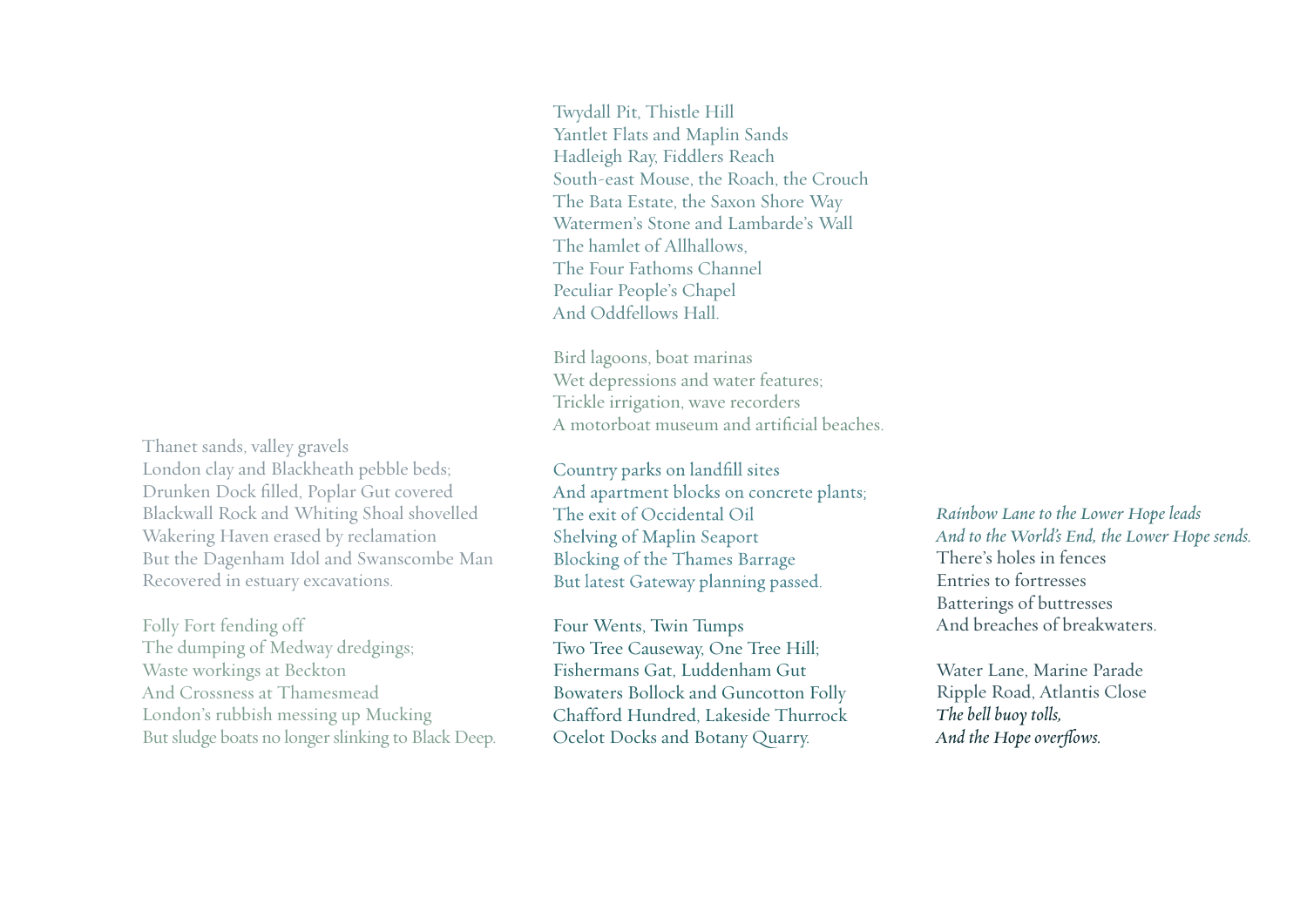Twydall Pit, Thistle Hill  
Yantlet Flats and Maplin Sands  
Hadleigh Ray, Fiddlers Reach  
South-east Mouse, the Roach, the Crouch  
The Bata Estate, the Saxon Shore Way  
Watermen's Stone and Lambarde's Wall  
The hamlet of Allhallows,  
The Four Fathoms Channel  
Peculiar People's Chapel  
And Oddfellows Hall.

Bird lagoons, boat marinas  
Wet depressions and water features;  
Trickle irrigation, wave recorders  
A motorboat museum and artificial beaches.

Thanet sands, valley gravels  
London clay and Blackheath pebble beds;  
Drunken Dock filled, Poplar Gut covered  
Blackwall Rock and Whiting Shoal shovelled  
Wakering Haven erased by reclamation  
But the Dagenham Idol and Swanscombe Man  
Recovered in estuary excavations.

Folly Fort fending off  
The dumping of Medway dredgings;  
Waste workings at Beckton  
And Crossness at Thamesmead  
London's rubbish messing up Mucking  
But sludge boats no longer slinking to Black Deep.

Country parks on landfill sites  
And apartment blocks on concrete plants;  
The exit of Occidental Oil  
Shelving of Maplin Seaport  
Blocking of the Thames Barrage  
But latest Gateway planning passed.

Four Wents, Twin Tumps  
Two Tree Causeway, One Tree Hill;  
Fishermans Gat, Luddenham Gut  
Bowaters Bollock and Guncotton Folly  
Chafford Hundred, Lakeside Thurrock  
Ocelot Docks and Botany Quarry.

*Rainbow Lane to the Lower Hope leads*  
*And to the World's End, the Lower Hope sends.*  
There's holes in fences  
Entries to fortresses  
Batterings of buttresses  
And breaches of breakwaters.

Water Lane, Marine Parade  
Ripple Road, Atlantis Close  
*The bell buoy tolls,*  
*And the Hope overflows.*